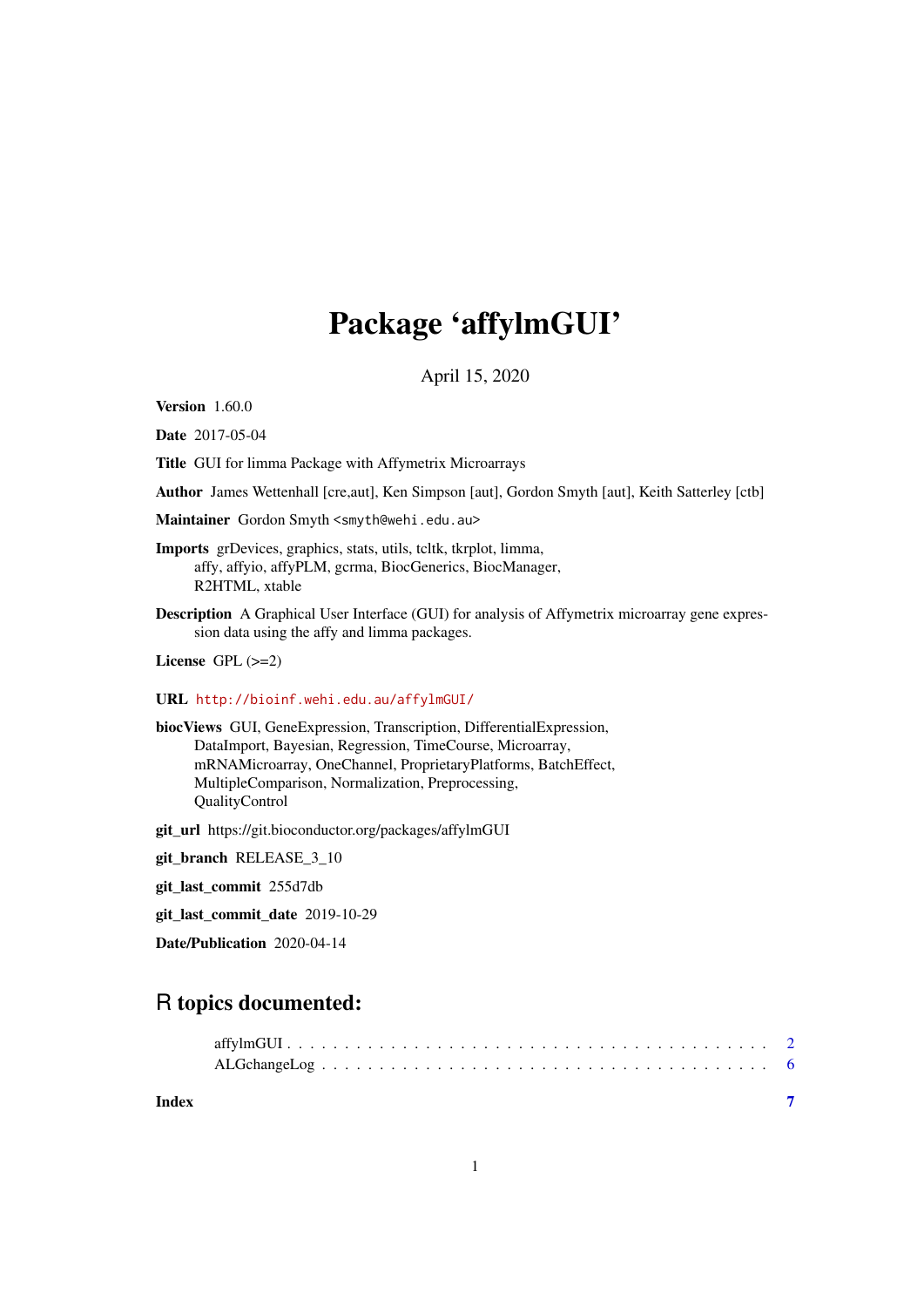# Package 'affylmGUI'

April 15, 2020

**Version** 1.60.0

**Date** 2017-05-04

**Title** GUI for limma Package with Affymetrix Microarrays

**Author** James Wettenhall [cre,aut], Ken Simpson [aut], Gordon Smyth [aut], Keith Satterley [ctb]

**Maintainer** Gordon Smyth <smyth@wehi.edu.au>

**Imports** grDevices, graphics, stats, utils, tcltk, tkrplot, limma, affy, affyio, affyPLM, gcrma, BiocGenerics, BiocManager, R2HTML, xtable

**Description** A Graphical User Interface (GUI) for analysis of Affymetrix microarray gene expression data using the affy and limma packages.

**License** GPL (>=2)

**URL** http://bioinf.wehi.edu.au/affylmGUI/

**biocViews** GUI, GeneExpression, Transcription, DifferentialExpression, DataImport, Bayesian, Regression, TimeCourse, Microarray, mRNAMicroarray, OneChannel, ProprietaryPlatforms, BatchEffect, MultipleComparison, Normalization, Preprocessing, QualityControl

**git_url** https://git.bioconductor.org/packages/affylmGUI

**git_branch** RELEASE_3_10

**git_last_commit** 255d7db

**git_last_commit_date** 2019-10-29

**Date/Publication** 2020-04-14

## R topics documented:

affylmGUI . . . . . . . . . . . . . . . . . . . . . . . . . . . . . . . . . . . . . . . . 2
ALGchangeLog . . . . . . . . . . . . . . . . . . . . . . . . . . . . . . . . . . . . 6

**Index** 7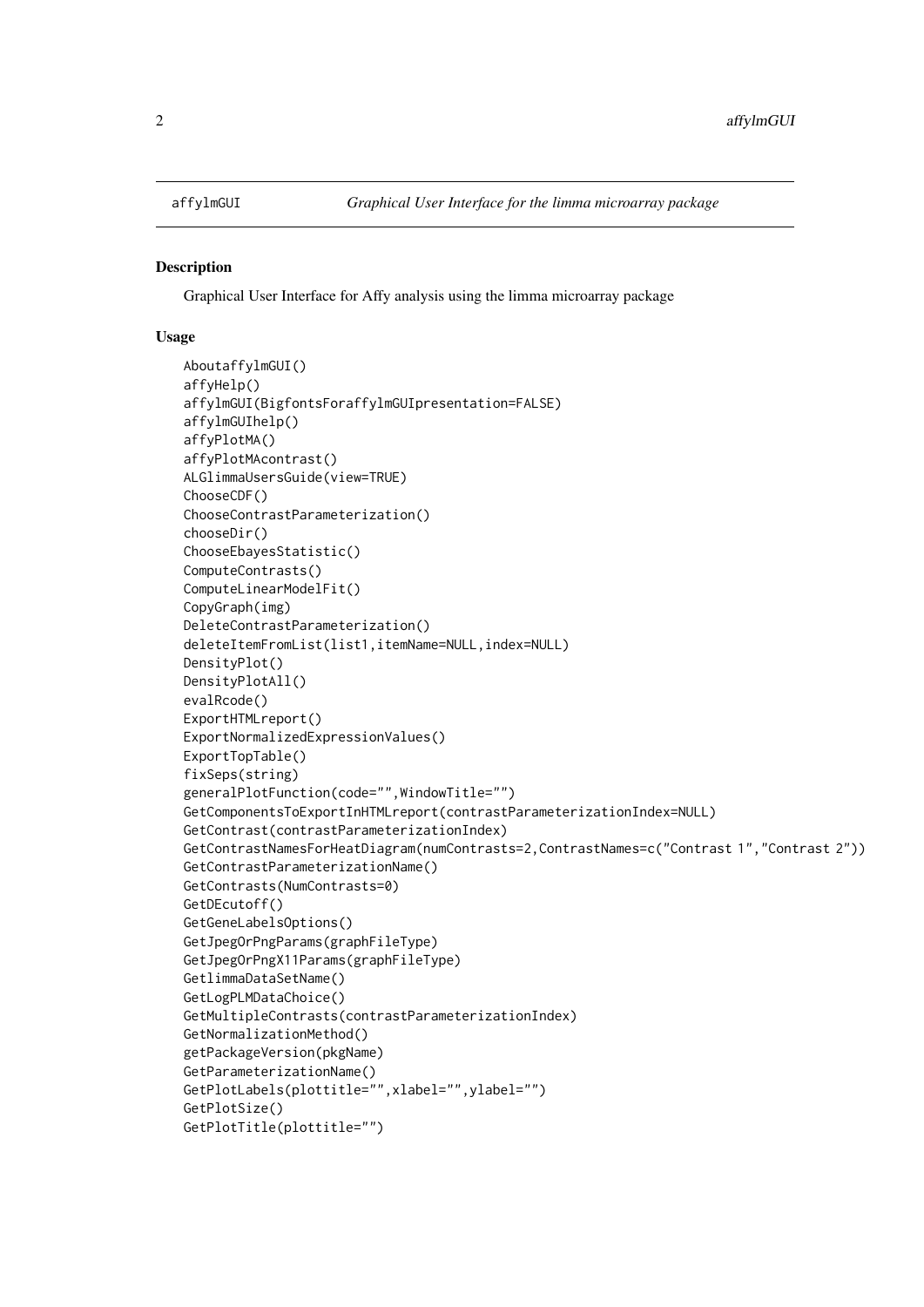affylmGUI *Graphical User Interface for the limma microarray package*

### Description

Graphical User Interface for Affy analysis using the limma microarray package

### Usage

```
AboutaffylmGUI()
affyHelp()
affylmGUI(BigfontsForaffylmGUIpresentation=FALSE)
affylmGUIhelp()
affyPlotMA()
affyPlotMAcontrast()
ALGlimmaUsersGuide(view=TRUE)
ChooseCDF()
ChooseContrastParameterization()
chooseDir()
ChooseEbayesStatistic()
ComputeContrasts()
ComputeLinearModelFit()
CopyGraph(img)
DeleteContrastParameterization()
deleteItemFromList(list1,itemName=NULL,index=NULL)
DensityPlot()
DensityPlotAll()
evalRcode()
ExportHTMLreport()
ExportNormalizedExpressionValues()
ExportTopTable()
fixSeps(string)
generalPlotFunction(code="",WindowTitle="")
GetComponentsToExportInHTMLreport(contrastParameterizationIndex=NULL)
GetContrast(contrastParameterizationIndex)
GetContrastNamesForHeatDiagram(numContrasts=2,ContrastNames=c("Contrast 1","Contrast 2"))
GetContrastParameterizationName()
GetContrasts(NumContrasts=0)
GetDEcutoff()
GetGeneLabelsOptions()
GetJpegOrPngParams(graphFileType)
GetJpegOrPngX11Params(graphFileType)
GetlimmaDataSetName()
GetLogPLMDataChoice()
GetMultipleContrasts(contrastParameterizationIndex)
GetNormalizationMethod()
getPackageVersion(pkgName)
GetParameterizationName()
GetPlotLabels(plottitle="",xlabel="",ylabel="")
GetPlotSize()
GetPlotTitle(plottitle="")
```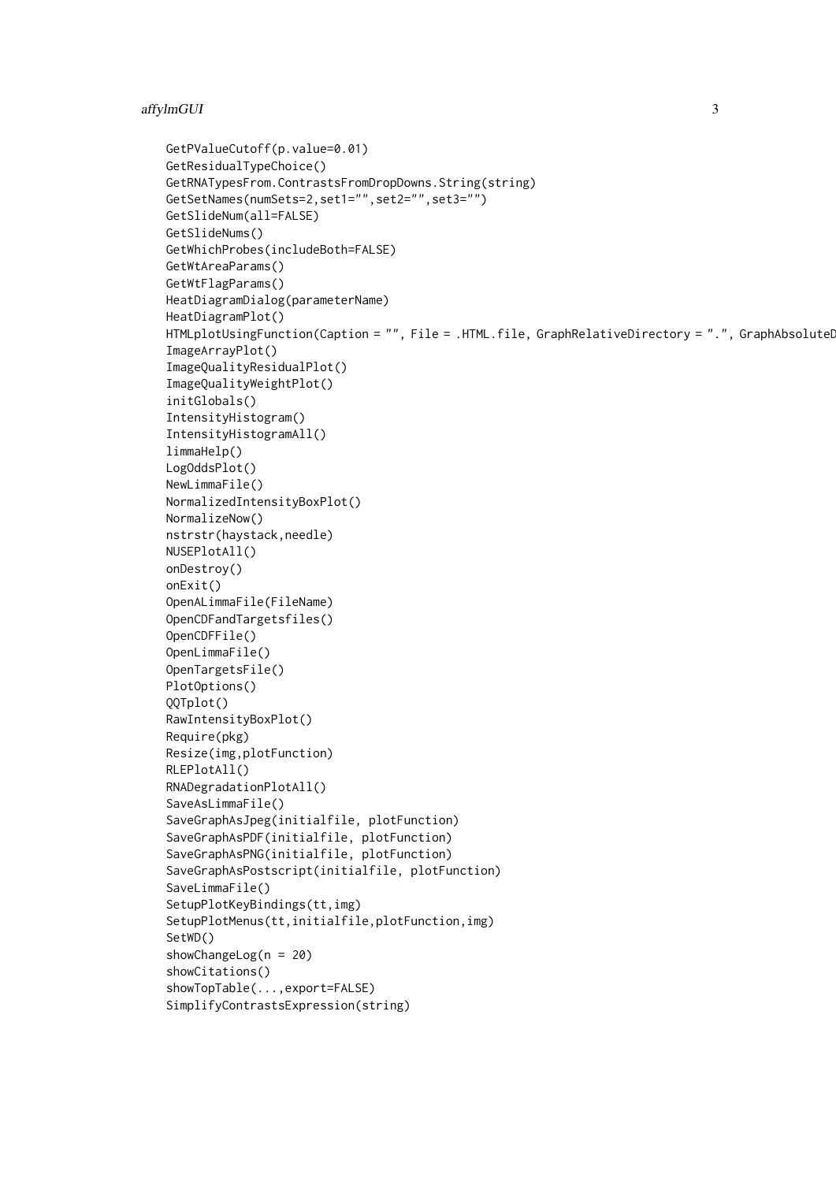```
GetPValueCutoff(p.value=0.01)
GetResidualTypeChoice()
GetRNATypesFrom.ContrastsFromDropDowns.String(string)
GetSetNames(numSets=2,set1="",set2="",set3="")
GetSlideNum(all=FALSE)
GetSlideNums()
GetWhichProbes(includeBoth=FALSE)
GetWtAreaParams()
GetWtFlagParams()
HeatDiagramDialog(parameterName)
HeatDiagramPlot()
HTMLplotUsingFunction(Caption = "", File = .HTML.file, GraphRelativeDirectory = ".", GraphAbsoluteD
ImageArrayPlot()
ImageQualityResidualPlot()
ImageQualityWeightPlot()
initGlobals()
IntensityHistogram()
IntensityHistogramAll()
limmaHelp()
LogOddsPlot()
NewLimmaFile()
NormalizedIntensityBoxPlot()
NormalizeNow()
nstrstr(haystack,needle)
NUSEPlotAll()
onDestroy()
onExit()
OpenALimmaFile(FileName)
OpenCDFandTargetsfiles()
OpenCDFFile()
OpenLimmaFile()
OpenTargetsFile()
PlotOptions()
QQTplot()
RawIntensityBoxPlot()
Require(pkg)
Resize(img,plotFunction)
RLEPlotAll()
RNADegradationPlotAll()
SaveAsLimmaFile()
SaveGraphAsJpeg(initialfile, plotFunction)
SaveGraphAsPDF(initialfile, plotFunction)
SaveGraphAsPNG(initialfile, plotFunction)
SaveGraphAsPostscript(initialfile, plotFunction)
SaveLimmaFile()
SetupPlotKeyBindings(tt,img)
SetupPlotMenus(tt,initialfile,plotFunction,img)
SetWD()
showChangeLog(n = 20)
showCitations()
showTopTable(...,export=FALSE)
SimplifyContrastsExpression(string)
```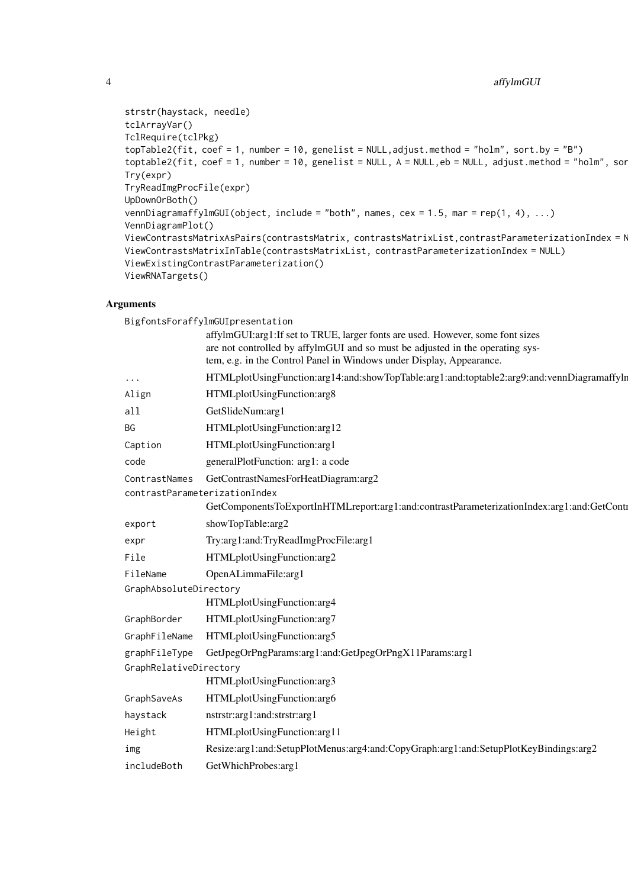```
strstr(haystack, needle)
tclArrayVar()
TclRequire(tclPkg)
topTable2(fit, coef = 1, number = 10, genelist = NULL,adjust.method = "holm", sort.by = "B")
toptable2(fit, coef = 1, number = 10, genelist = NULL, A = NULL,eb = NULL, adjust.method = "holm", sor
Try(expr)
TryReadImgProcFile(expr)
UpDownOrBoth()
vennDiagramaffylmGUI(object, include = "both", names, cex = 1.5, mar = rep(1, 4), ...)
VennDiagramPlot()
ViewContrastsMatrixAsPairs(contrastsMatrix, contrastsMatrixList,contrastParameterizationIndex = N
ViewContrastsMatrixInTable(contrastsMatrixList, contrastParameterizationIndex = NULL)
ViewExistingContrastParameterization()
ViewRNATargets()
```

## Arguments

| | |
|---|---|
| BigfontsForaffylmGUIpresentation | affylmGUI:arg1:If set to TRUE, larger fonts are used. However, some font sizes are not controlled by affylmGUI and so must be adjusted in the operating system, e.g. in the Control Panel in Windows under Display, Appearance. |
| ... | HTMLplotUsingFunction:arg14:and:showTopTable:arg1:and:toptable2:arg9:and:vennDiagramaffylm |
| Align | HTMLplotUsingFunction:arg8 |
| all | GetSlideNum:arg1 |
| BG | HTMLplotUsingFunction:arg12 |
| Caption | HTMLplotUsingFunction:arg1 |
| code | generalPlotFunction: arg1: a code |
| ContrastNames | GetContrastNamesForHeatDiagram:arg2 |
| contrastParameterizationIndex | GetComponentsToExportInHTMLreport:arg1:and:contrastParameterizationIndex:arg1:and:GetContr |
| export | showTopTable:arg2 |
| expr | Try:arg1:and:TryReadImgProcFile:arg1 |
| File | HTMLplotUsingFunction:arg2 |
| FileName | OpenALimmaFile:arg1 |
| GraphAbsoluteDirectory | HTMLplotUsingFunction:arg4 |
| GraphBorder | HTMLplotUsingFunction:arg7 |
| GraphFileName | HTMLplotUsingFunction:arg5 |
| graphFileType | GetJpegOrPngParams:arg1:and:GetJpegOrPngX11Params:arg1 |
| GraphRelativeDirectory | HTMLplotUsingFunction:arg3 |
| GraphSaveAs | HTMLplotUsingFunction:arg6 |
| haystack | nstrstr:arg1:and:strstr:arg1 |
| Height | HTMLplotUsingFunction:arg11 |
| img | Resize:arg1:and:SetupPlotMenus:arg4:and:CopyGraph:arg1:and:SetupPlotKeyBindings:arg2 |
| includeBoth | GetWhichProbes:arg1 |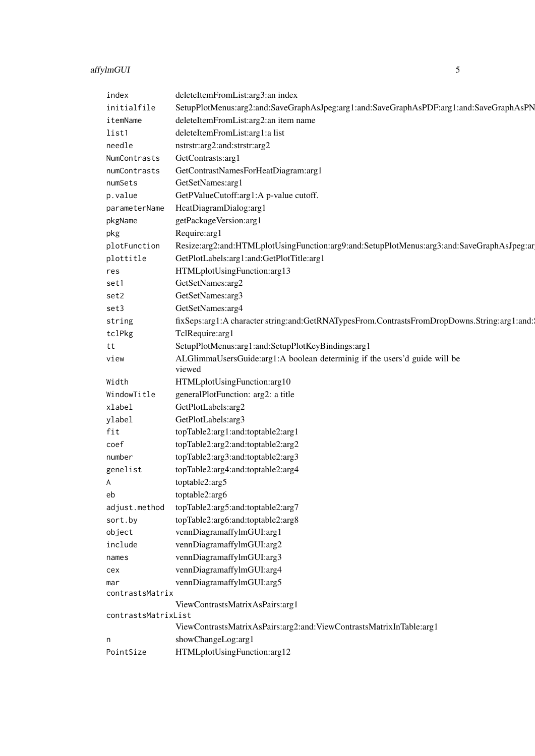| | |
|---|---|
| `index` | deleteItemFromList:arg3:an index |
| `initialfile` | SetupPlotMenus:arg2:and:SaveGraphAsJpeg:arg1:and:SaveGraphAsPDF:arg1:and:SaveGraphAsPN |
| `itemName` | deleteItemFromList:arg2:an item name |
| `list1` | deleteItemFromList:arg1:a list |
| `needle` | nstrstr:arg2:and:strstr:arg2 |
| `NumContrasts` | GetContrasts:arg1 |
| `numContrasts` | GetContrastNamesForHeatDiagram:arg1 |
| `numSets` | GetSetNames:arg1 |
| `p.value` | GetPValueCutoff:arg1:A p-value cutoff. |
| `parameterName` | HeatDiagramDialog:arg1 |
| `pkgName` | getPackageVersion:arg1 |
| `pkg` | Require:arg1 |
| `plotFunction` | Resize:arg2:and:HTMLplotUsingFunction:arg9:and:SetupPlotMenus:arg3:and:SaveGraphAsJpeg:ar |
| `plottitle` | GetPlotLabels:arg1:and:GetPlotTitle:arg1 |
| `res` | HTMLplotUsingFunction:arg13 |
| `set1` | GetSetNames:arg2 |
| `set2` | GetSetNames:arg3 |
| `set3` | GetSetNames:arg4 |
| `string` | fixSeps:arg1:A character string:and:GetRNATypesFrom.ContrastsFromDropDowns.String:arg1:and: |
| `tclPkg` | TclRequire:arg1 |
| `tt` | SetupPlotMenus:arg1:and:SetupPlotKeyBindings:arg1 |
| `view` | ALGlimmaUsersGuide:arg1:A boolean determinig if the users'd guide will be viewed |
| `Width` | HTMLplotUsingFunction:arg10 |
| `WindowTitle` | generalPlotFunction: arg2: a title |
| `xlabel` | GetPlotLabels:arg2 |
| `ylabel` | GetPlotLabels:arg3 |
| `fit` | topTable2:arg1:and:toptable2:arg1 |
| `coef` | topTable2:arg2:and:toptable2:arg2 |
| `number` | topTable2:arg3:and:toptable2:arg3 |
| `genelist` | topTable2:arg4:and:toptable2:arg4 |
| `A` | toptable2:arg5 |
| `eb` | toptable2:arg6 |
| `adjust.method` | topTable2:arg5:and:toptable2:arg7 |
| `sort.by` | topTable2:arg6:and:toptable2:arg8 |
| `object` | vennDiagramaffylmGUI:arg1 |
| `include` | vennDiagramaffylmGUI:arg2 |
| `names` | vennDiagramaffylmGUI:arg3 |
| `cex` | vennDiagramaffylmGUI:arg4 |
| `mar` | vennDiagramaffylmGUI:arg5 |
| `contrastsMatrix` | ViewContrastsMatrixAsPairs:arg1 |
| `contrastsMatrixList` | ViewContrastsMatrixAsPairs:arg2:and:ViewContrastsMatrixInTable:arg1 |
| `n` | showChangeLog:arg1 |
| `PointSize` | HTMLplotUsingFunction:arg12 |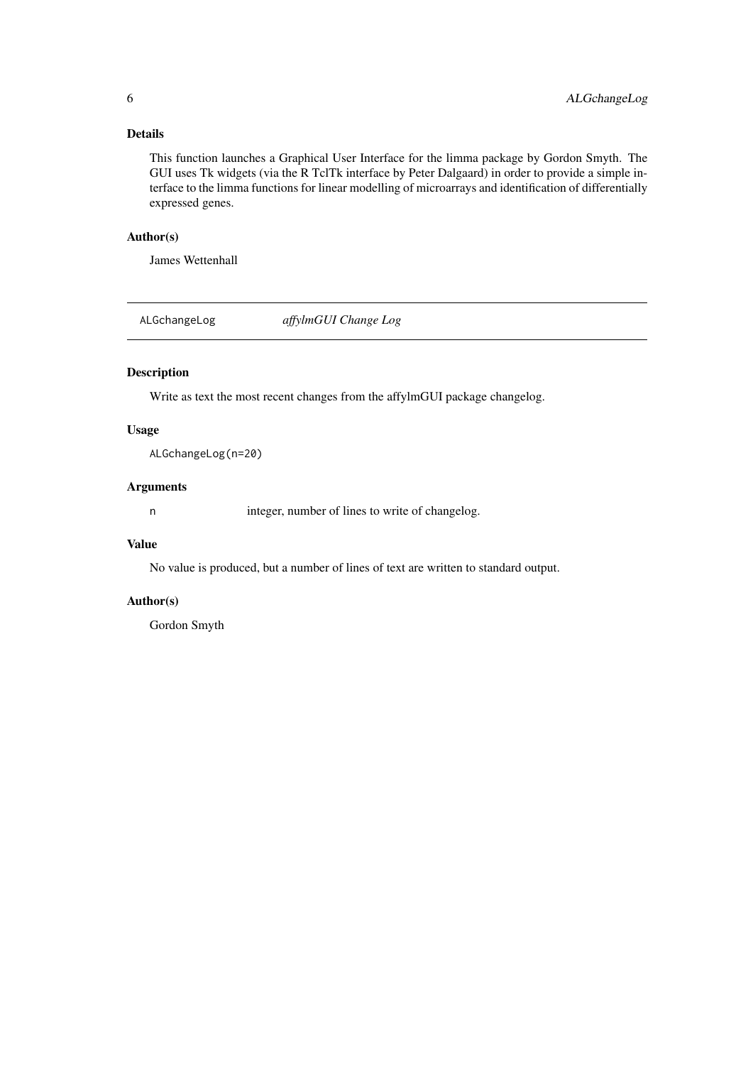### Details

This function launches a Graphical User Interface for the limma package by Gordon Smyth. The GUI uses Tk widgets (via the R TclTk interface by Peter Dalgaard) in order to provide a simple interface to the limma functions for linear modelling of microarrays and identification of differentially expressed genes.

### Author(s)

James Wettenhall

---

## ALGchangeLog *affylmGUI Change Log*

---

### Description

Write as text the most recent changes from the affylmGUI package changelog.

### Usage

```
ALGchangeLog(n=20)
```

### Arguments

| | |
|---|---|
| `n` | integer, number of lines to write of changelog. |

### Value

No value is produced, but a number of lines of text are written to standard output.

### Author(s)

Gordon Smyth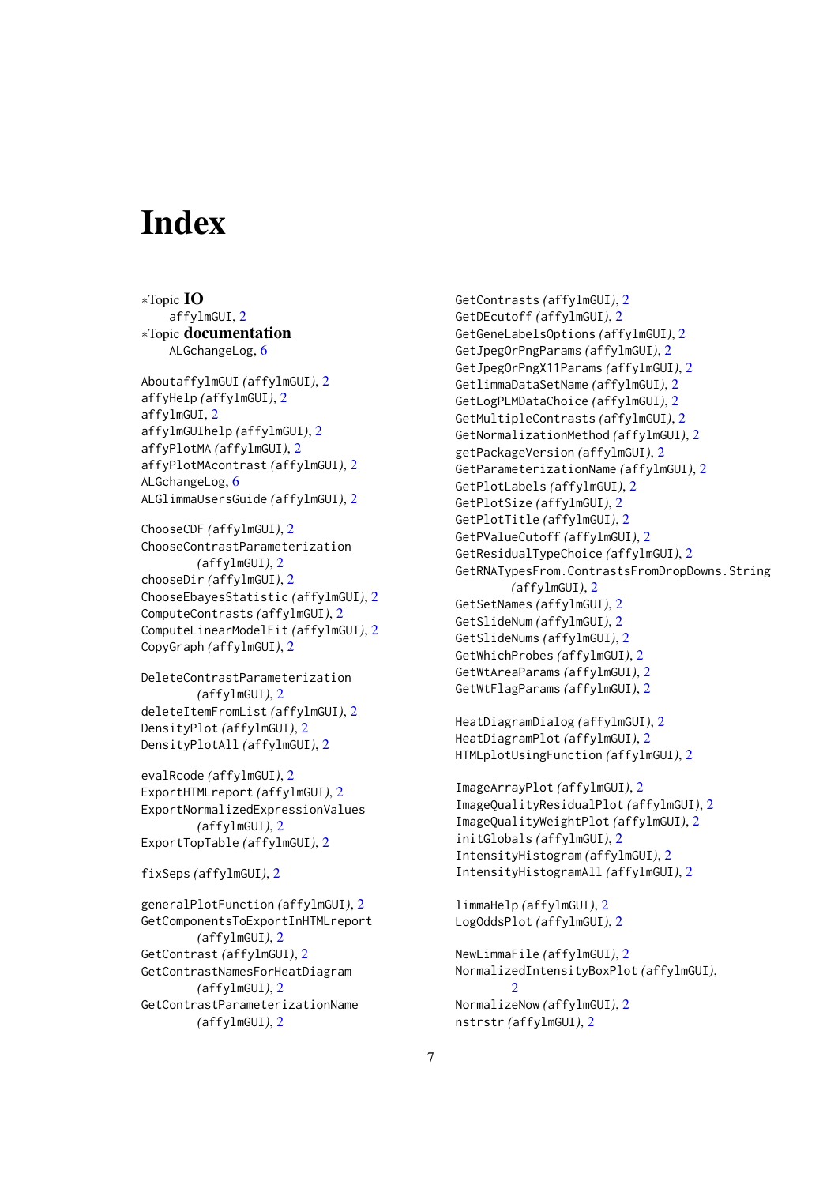# Index

*Topic **IO**
affylmGUI, 2
*Topic **documentation**
ALGchangeLog, 6

AboutaffylmGUI *(affylmGUI)*, 2
affyHelp *(affylmGUI)*, 2
affylmGUI, 2
affylmGUIhelp *(affylmGUI)*, 2
affyPlotMA *(affylmGUI)*, 2
affyPlotMAcontrast *(affylmGUI)*, 2
ALGchangeLog, 6
ALGlimmaUsersGuide *(affylmGUI)*, 2

ChooseCDF *(affylmGUI)*, 2
ChooseContrastParameterization *(affylmGUI)*, 2
chooseDir *(affylmGUI)*, 2
ChooseEbayesStatistic *(affylmGUI)*, 2
ComputeContrasts *(affylmGUI)*, 2
ComputeLinearModelFit *(affylmGUI)*, 2
CopyGraph *(affylmGUI)*, 2

DeleteContrastParameterization *(affylmGUI)*, 2
deleteItemFromList *(affylmGUI)*, 2
DensityPlot *(affylmGUI)*, 2
DensityPlotAll *(affylmGUI)*, 2

evalRcode *(affylmGUI)*, 2
ExportHTMLreport *(affylmGUI)*, 2
ExportNormalizedExpressionValues *(affylmGUI)*, 2
ExportTopTable *(affylmGUI)*, 2

fixSeps *(affylmGUI)*, 2

generalPlotFunction *(affylmGUI)*, 2
GetComponentsToExportInHTMLreport *(affylmGUI)*, 2
GetContrast *(affylmGUI)*, 2
GetContrastNamesForHeatDiagram *(affylmGUI)*, 2
GetContrastParameterizationName *(affylmGUI)*, 2
GetContrasts *(affylmGUI)*, 2
GetDEcutoff *(affylmGUI)*, 2
GetGeneLabelsOptions *(affylmGUI)*, 2
GetJpegOrPngParams *(affylmGUI)*, 2
GetJpegOrPngX11Params *(affylmGUI)*, 2
GetlimmaDataSetName *(affylmGUI)*, 2
GetLogPLMDataChoice *(affylmGUI)*, 2
GetMultipleContrasts *(affylmGUI)*, 2
GetNormalizationMethod *(affylmGUI)*, 2
getPackageVersion *(affylmGUI)*, 2
GetParameterizationName *(affylmGUI)*, 2
GetPlotLabels *(affylmGUI)*, 2
GetPlotSize *(affylmGUI)*, 2
GetPlotTitle *(affylmGUI)*, 2
GetPValueCutoff *(affylmGUI)*, 2
GetResidualTypeChoice *(affylmGUI)*, 2
GetRNATypesFrom.ContrastsFromDropDowns.String *(affylmGUI)*, 2
GetSetNames *(affylmGUI)*, 2
GetSlideNum *(affylmGUI)*, 2
GetSlideNums *(affylmGUI)*, 2
GetWhichProbes *(affylmGUI)*, 2
GetWtAreaParams *(affylmGUI)*, 2
GetWtFlagParams *(affylmGUI)*, 2

HeatDiagramDialog *(affylmGUI)*, 2
HeatDiagramPlot *(affylmGUI)*, 2
HTMLplotUsingFunction *(affylmGUI)*, 2

ImageArrayPlot *(affylmGUI)*, 2
ImageQualityResidualPlot *(affylmGUI)*, 2
ImageQualityWeightPlot *(affylmGUI)*, 2
initGlobals *(affylmGUI)*, 2
IntensityHistogram *(affylmGUI)*, 2
IntensityHistogramAll *(affylmGUI)*, 2

limmaHelp *(affylmGUI)*, 2
LogOddsPlot *(affylmGUI)*, 2

NewLimmaFile *(affylmGUI)*, 2
NormalizedIntensityBoxPlot *(affylmGUI)*, 2
NormalizeNow *(affylmGUI)*, 2
nstrstr *(affylmGUI)*, 2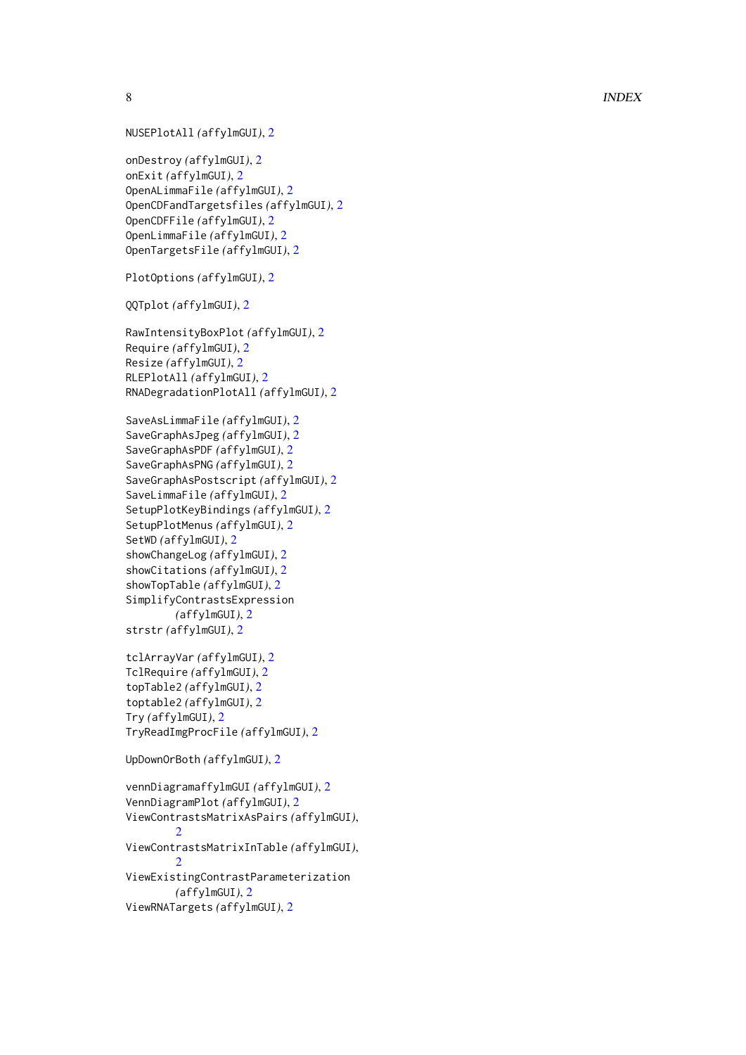NUSEPlotAll *(affylmGUI)*, 2

onDestroy *(affylmGUI)*, 2
onExit *(affylmGUI)*, 2
OpenALimmaFile *(affylmGUI)*, 2
OpenCDFandTargetsfiles *(affylmGUI)*, 2
OpenCDFFile *(affylmGUI)*, 2
OpenLimmaFile *(affylmGUI)*, 2
OpenTargetsFile *(affylmGUI)*, 2

PlotOptions *(affylmGUI)*, 2

QQTplot *(affylmGUI)*, 2

RawIntensityBoxPlot *(affylmGUI)*, 2
Require *(affylmGUI)*, 2
Resize *(affylmGUI)*, 2
RLEPlotAll *(affylmGUI)*, 2
RNADegradationPlotAll *(affylmGUI)*, 2

SaveAsLimmaFile *(affylmGUI)*, 2
SaveGraphAsJpeg *(affylmGUI)*, 2
SaveGraphAsPDF *(affylmGUI)*, 2
SaveGraphAsPNG *(affylmGUI)*, 2
SaveGraphAsPostscript *(affylmGUI)*, 2
SaveLimmaFile *(affylmGUI)*, 2
SetupPlotKeyBindings *(affylmGUI)*, 2
SetupPlotMenus *(affylmGUI)*, 2
SetWD *(affylmGUI)*, 2
showChangeLog *(affylmGUI)*, 2
showCitations *(affylmGUI)*, 2
showTopTable *(affylmGUI)*, 2
SimplifyContrastsExpression *(affylmGUI)*, 2
strstr *(affylmGUI)*, 2

tclArrayVar *(affylmGUI)*, 2
TclRequire *(affylmGUI)*, 2
topTable2 *(affylmGUI)*, 2
toptable2 *(affylmGUI)*, 2
Try *(affylmGUI)*, 2
TryReadImgProcFile *(affylmGUI)*, 2

UpDownOrBoth *(affylmGUI)*, 2

vennDiagramaffylmGUI *(affylmGUI)*, 2
VennDiagramPlot *(affylmGUI)*, 2
ViewContrastsMatrixAsPairs *(affylmGUI)*, 2
ViewContrastsMatrixInTable *(affylmGUI)*, 2
ViewExistingContrastParameterization *(affylmGUI)*, 2
ViewRNATargets *(affylmGUI)*, 2